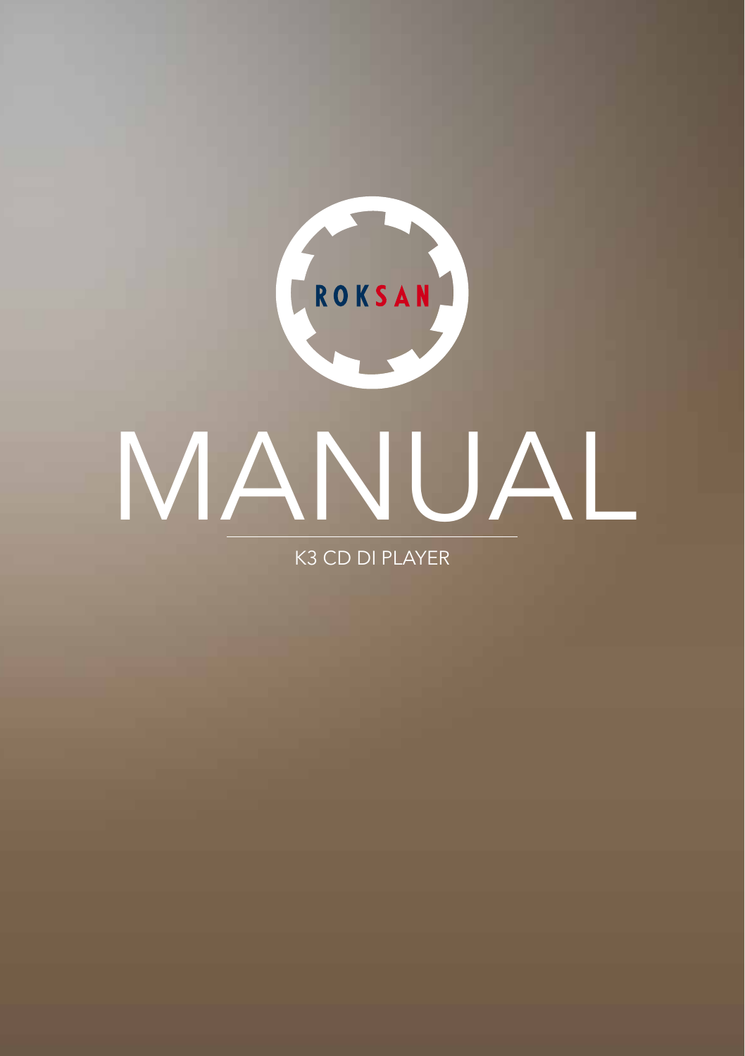ROKSAN

# MANUAL

K3 CD DI PLAYER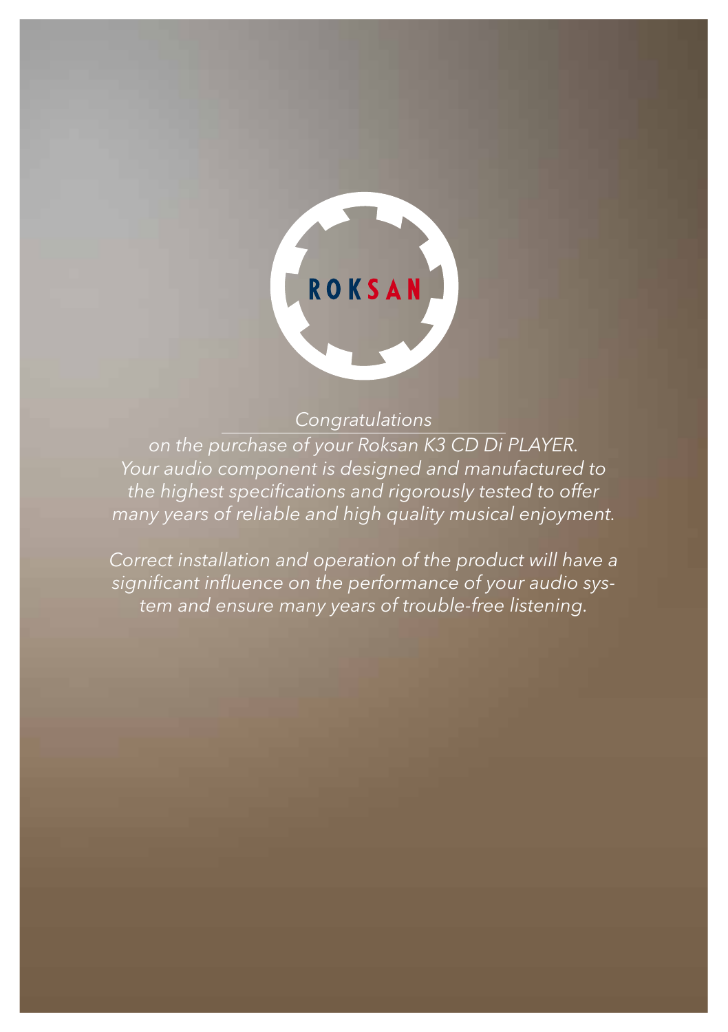*Congratulations*

*on the purchase of your Roksan K3 CD Di PLAYER. Your audio component is designed and manufactured to the highest specifications and rigorously tested to offer many years of reliable and high quality musical enjoyment.*

*Correct installation and operation of the product will have a significant influence on the performance of your audio system and ensure many years of trouble-free listening.*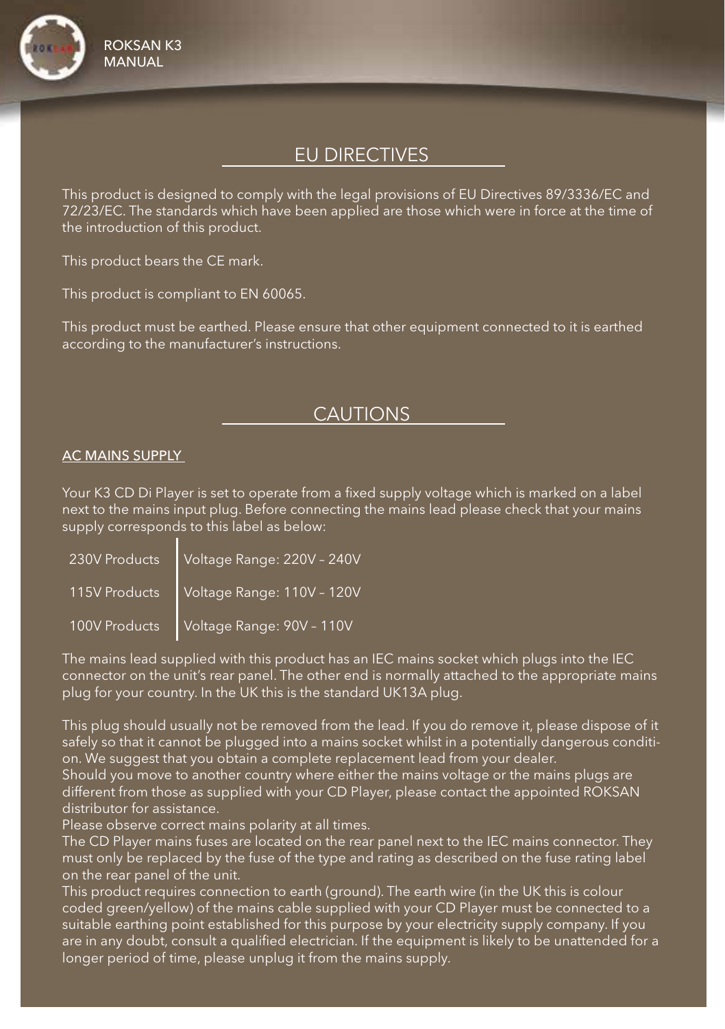## EU DIRECTIVES

This product is designed to comply with the legal provisions of EU Directives 89/3336/EC and 72/23/EC. The standards which have been applied are those which were in force at the time of the introduction of this product.

This product bears the CE mark.

This product is compliant to EN 60065.

This product must be earthed. Please ensure that other equipment connected to it is earthed according to the manufacturer's instructions.

## CAUTIONS

### AC MAINS SUPPLY

Your K3 CD Di Player is set to operate from a fixed supply voltage which is marked on a label next to the mains input plug. Before connecting the mains lead please check that your mains supply corresponds to this label as below:

| | |
|---|---|
| 230V Products | Voltage Range: 220V – 240V |
| 115V Products | Voltage Range: 110V – 120V |
| 100V Products | Voltage Range: 90V – 110V |

The mains lead supplied with this product has an IEC mains socket which plugs into the IEC connector on the unit's rear panel. The other end is normally attached to the appropriate mains plug for your country. In the UK this is the standard UK13A plug.

This plug should usually not be removed from the lead. If you do remove it, please dispose of it safely so that it cannot be plugged into a mains socket whilst in a potentially dangerous condition. We suggest that you obtain a complete replacement lead from your dealer.
Should you move to another country where either the mains voltage or the mains plugs are different from those as supplied with your CD Player, please contact the appointed ROKSAN distributor for assistance.
Please observe correct mains polarity at all times.
The CD Player mains fuses are located on the rear panel next to the IEC mains connector. They must only be replaced by the fuse of the type and rating as described on the fuse rating label on the rear panel of the unit.
This product requires connection to earth (ground). The earth wire (in the UK this is colour coded green/yellow) of the mains cable supplied with your CD Player must be connected to a suitable earthing point established for this purpose by your electricity supply company. If you are in any doubt, consult a qualified electrician. If the equipment is likely to be unattended for a longer period of time, please unplug it from the mains supply.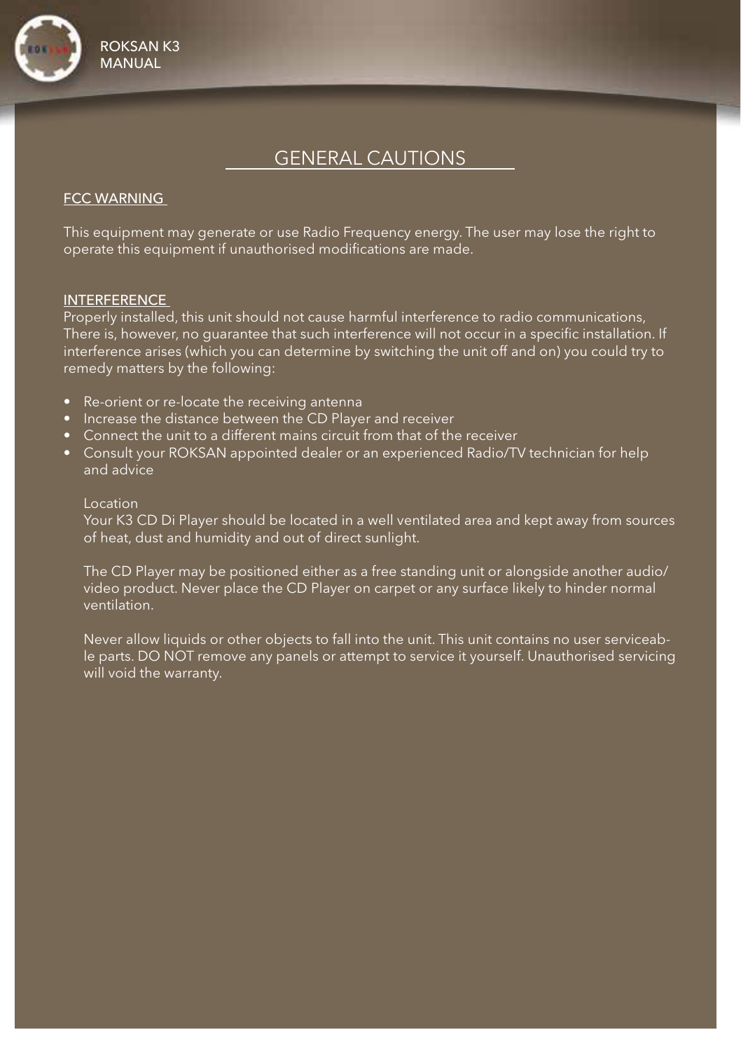# GENERAL CAUTIONS

## FCC WARNING

This equipment may generate or use Radio Frequency energy. The user may lose the right to operate this equipment if unauthorised modifications are made.

## INTERFERENCE

Properly installed, this unit should not cause harmful interference to radio communications, There is, however, no guarantee that such interference will not occur in a specific installation. If interference arises (which you can determine by switching the unit off and on) you could try to remedy matters by the following:

- Re-orient or re-locate the receiving antenna
- Increase the distance between the CD Player and receiver
- Connect the unit to a different mains circuit from that of the receiver
- Consult your ROKSAN appointed dealer or an experienced Radio/TV technician for help and advice

Location

Your K3 CD Di Player should be located in a well ventilated area and kept away from sources of heat, dust and humidity and out of direct sunlight.

The CD Player may be positioned either as a free standing unit or alongside another audio/video product. Never place the CD Player on carpet or any surface likely to hinder normal ventilation.

Never allow liquids or other objects to fall into the unit. This unit contains no user serviceable parts. DO NOT remove any panels or attempt to service it yourself. Unauthorised servicing will void the warranty.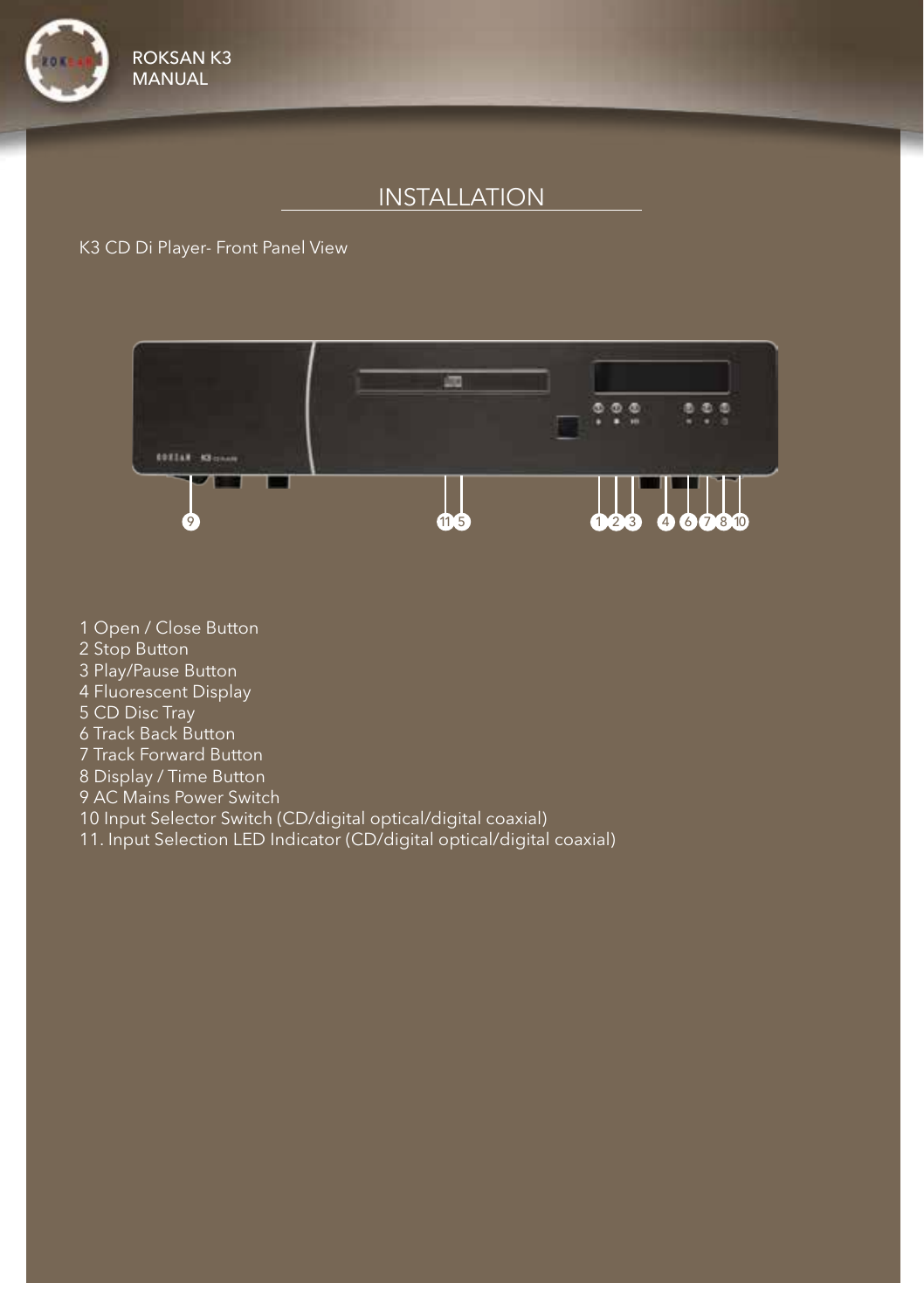# INSTALLATION

K3 CD Di Player- Front Panel View

1 Open / Close Button
2 Stop Button
3 Play/Pause Button
4 Fluorescent Display
5 CD Disc Tray
6 Track Back Button
7 Track Forward Button
8 Display / Time Button
9 AC Mains Power Switch
10 Input Selector Switch (CD/digital optical/digital coaxial)
11. Input Selection LED Indicator (CD/digital optical/digital coaxial)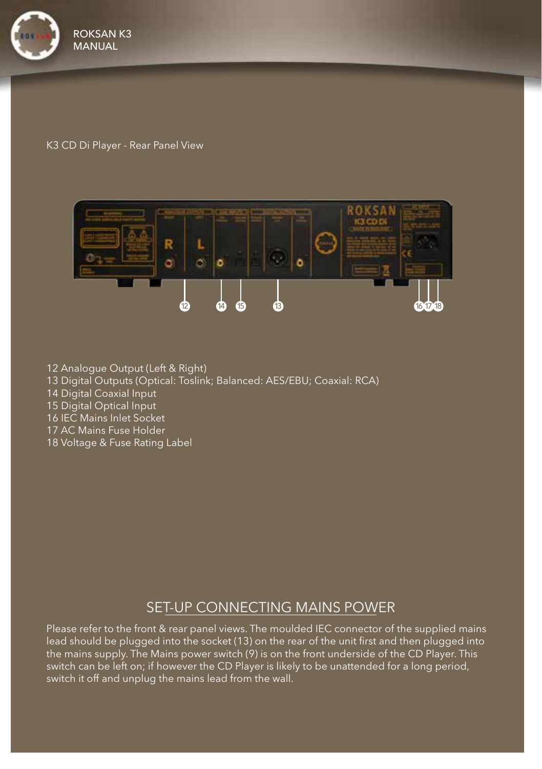K3 CD Di Player - Rear Panel View

12 Analogue Output (Left & Right)
13 Digital Outputs (Optical: Toslink; Balanced: AES/EBU; Coaxial: RCA)
14 Digital Coaxial Input
15 Digital Optical Input
16 IEC Mains Inlet Socket
17 AC Mains Fuse Holder
18 Voltage & Fuse Rating Label

## SET-UP CONNECTING MAINS POWER

Please refer to the front & rear panel views. The moulded IEC connector of the supplied mains lead should be plugged into the socket (13) on the rear of the unit first and then plugged into the mains supply. The Mains power switch (9) is on the front underside of the CD Player. This switch can be left on; if however the CD Player is likely to be unattended for a long period, switch it off and unplug the mains lead from the wall.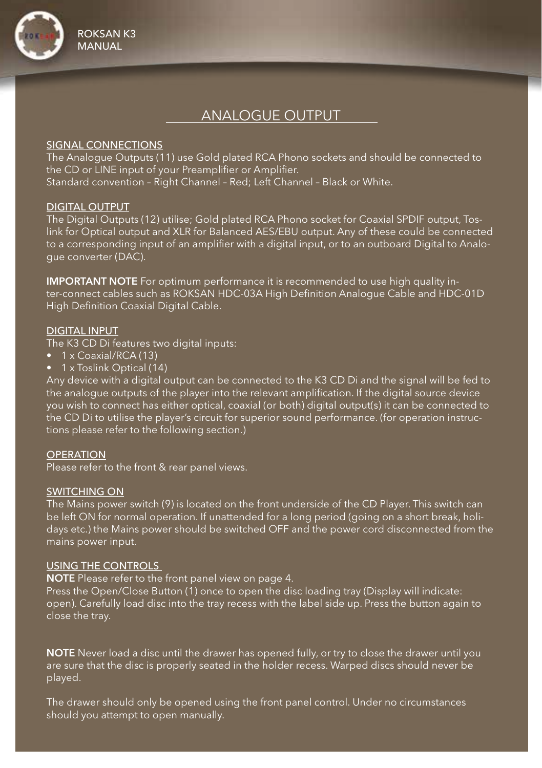# ANALOGUE OUTPUT

## SIGNAL CONNECTIONS

The Analogue Outputs (11) use Gold plated RCA Phono sockets and should be connected to the CD or LINE input of your Preamplifier or Amplifier.
Standard convention – Right Channel – Red; Left Channel – Black or White.

## DIGITAL OUTPUT

The Digital Outputs (12) utilise; Gold plated RCA Phono socket for Coaxial SPDIF output, Toslink for Optical output and XLR for Balanced AES/EBU output. Any of these could be connected to a corresponding input of an amplifier with a digital input, or to an outboard Digital to Analogue converter (DAC).

**IMPORTANT NOTE** For optimum performance it is recommended to use high quality inter-connect cables such as ROKSAN HDC-03A High Definition Analogue Cable and HDC-01D High Definition Coaxial Digital Cable.

## DIGITAL INPUT

The K3 CD Di features two digital inputs:

- 1 x Coaxial/RCA (13)
- 1 x Toslink Optical (14)

Any device with a digital output can be connected to the K3 CD Di and the signal will be fed to the analogue outputs of the player into the relevant amplification. If the digital source device you wish to connect has either optical, coaxial (or both) digital output(s) it can be connected to the CD Di to utilise the player's circuit for superior sound performance. (for operation instructions please refer to the following section.)

## OPERATION

Please refer to the front & rear panel views.

## SWITCHING ON

The Mains power switch (9) is located on the front underside of the CD Player. This switch can be left ON for normal operation. If unattended for a long period (going on a short break, holidays etc.) the Mains power should be switched OFF and the power cord disconnected from the mains power input.

## USING THE CONTROLS

**NOTE** Please refer to the front panel view on page 4.
Press the Open/Close Button (1) once to open the disc loading tray (Display will indicate: open). Carefully load disc into the tray recess with the label side up. Press the button again to close the tray.

**NOTE** Never load a disc until the drawer has opened fully, or try to close the drawer until you are sure that the disc is properly seated in the holder recess. Warped discs should never be played.

The drawer should only be opened using the front panel control. Under no circumstances should you attempt to open manually.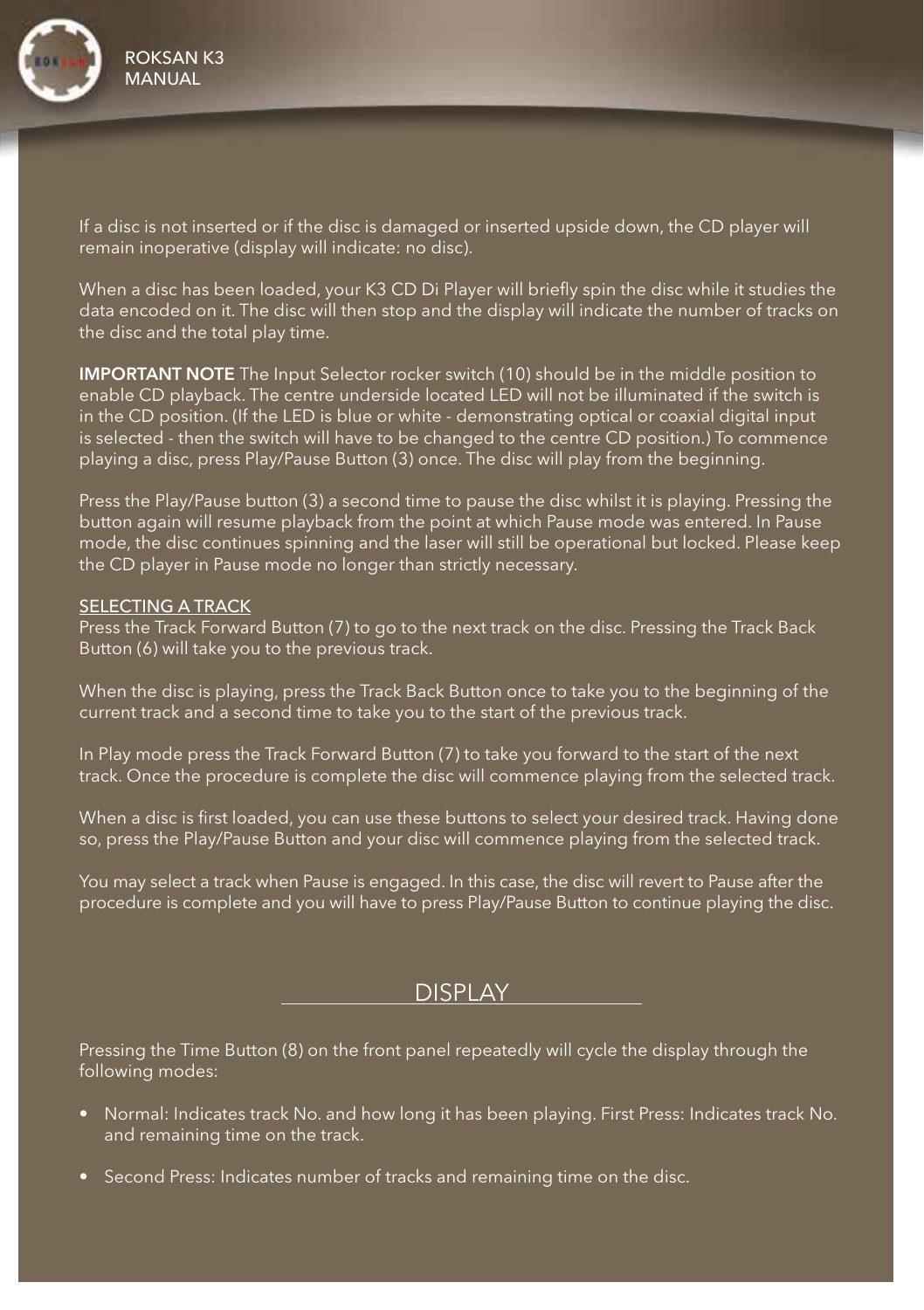If a disc is not inserted or if the disc is damaged or inserted upside down, the CD player will remain inoperative (display will indicate: no disc).

When a disc has been loaded, your K3 CD Di Player will briefly spin the disc while it studies the data encoded on it. The disc will then stop and the display will indicate the number of tracks on the disc and the total play time.

**IMPORTANT NOTE** The Input Selector rocker switch (10) should be in the middle position to enable CD playback. The centre underside located LED will not be illuminated if the switch is in the CD position. (If the LED is blue or white - demonstrating optical or coaxial digital input is selected - then the switch will have to be changed to the centre CD position.) To commence playing a disc, press Play/Pause Button (3) once. The disc will play from the beginning.

Press the Play/Pause button (3) a second time to pause the disc whilst it is playing. Pressing the button again will resume playback from the point at which Pause mode was entered. In Pause mode, the disc continues spinning and the laser will still be operational but locked. Please keep the CD player in Pause mode no longer than strictly necessary.

### SELECTING A TRACK

Press the Track Forward Button (7) to go to the next track on the disc. Pressing the Track Back Button (6) will take you to the previous track.

When the disc is playing, press the Track Back Button once to take you to the beginning of the current track and a second time to take you to the start of the previous track.

In Play mode press the Track Forward Button (7) to take you forward to the start of the next track. Once the procedure is complete the disc will commence playing from the selected track.

When a disc is first loaded, you can use these buttons to select your desired track. Having done so, press the Play/Pause Button and your disc will commence playing from the selected track.

You may select a track when Pause is engaged. In this case, the disc will revert to Pause after the procedure is complete and you will have to press Play/Pause Button to continue playing the disc.

## DISPLAY

Pressing the Time Button (8) on the front panel repeatedly will cycle the display through the following modes:

- Normal: Indicates track No. and how long it has been playing. First Press: Indicates track No. and remaining time on the track.
- Second Press: Indicates number of tracks and remaining time on the disc.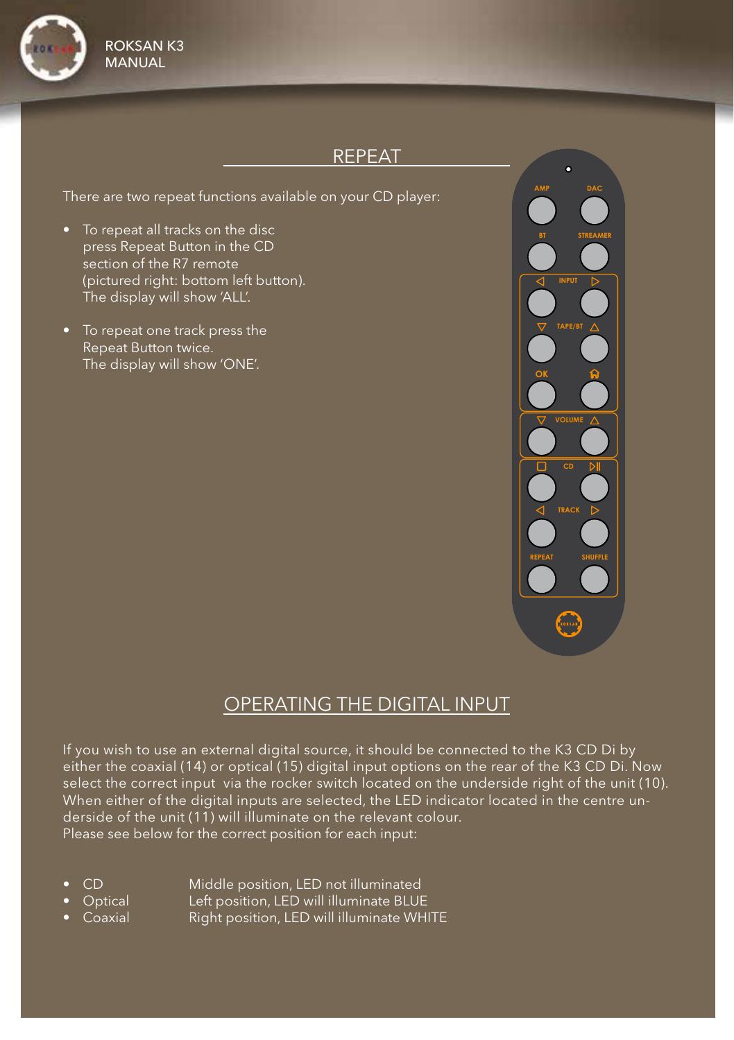## REPEAT

There are two repeat functions available on your CD player:

- To repeat all tracks on the disc press Repeat Button in the CD section of the R7 remote (pictured right: bottom left button). The display will show 'ALL'.
- To repeat one track press the Repeat Button twice. The display will show 'ONE'.

## OPERATING THE DIGITAL INPUT

If you wish to use an external digital source, it should be connected to the K3 CD Di by either the coaxial (14) or optical (15) digital input options on the rear of the K3 CD Di. Now select the correct input via the rocker switch located on the underside right of the unit (10). When either of the digital inputs are selected, the LED indicator located in the centre underside of the unit (11) will illuminate on the relevant colour.
Please see below for the correct position for each input:

- CD — Middle position, LED not illuminated
- Optical — Left position, LED will illuminate BLUE
- Coaxial — Right position, LED will illuminate WHITE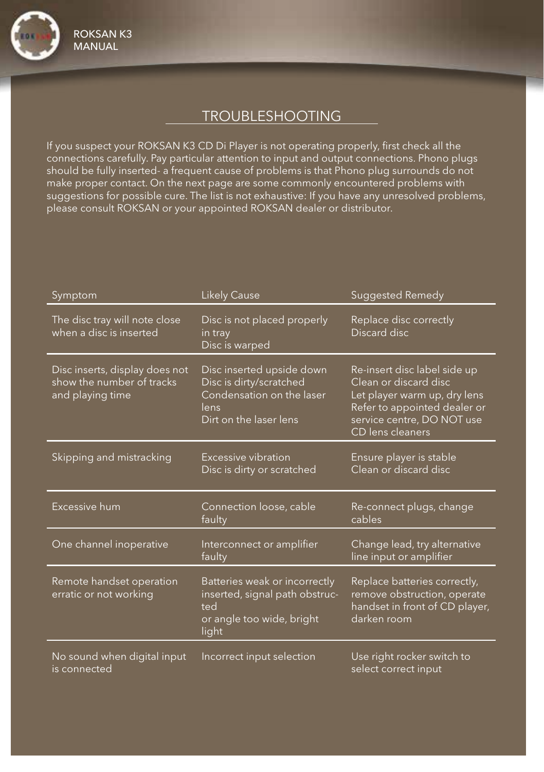# TROUBLESHOOTING

If you suspect your ROKSAN K3 CD Di Player is not operating properly, first check all the connections carefully. Pay particular attention to input and output connections. Phono plugs should be fully inserted- a frequent cause of problems is that Phono plug surrounds do not make proper contact. On the next page are some commonly encountered problems with suggestions for possible cure. The list is not exhaustive: If you have any unresolved problems, please consult ROKSAN or your appointed ROKSAN dealer or distributor.

| Symptom | Likely Cause | Suggested Remedy |
|---|---|---|
| The disc tray will note close when a disc is inserted | Disc is not placed properly in tray<br>Disc is warped | Replace disc correctly<br>Discard disc |
| Disc inserts, display does not show the number of tracks and playing time | Disc inserted upside down<br>Disc is dirty/scratched<br>Condensation on the laser lens<br>Dirt on the laser lens | Re-insert disc label side up<br>Clean or discard disc<br>Let player warm up, dry lens<br>Refer to appointed dealer or service centre, DO NOT use CD lens cleaners |
| Skipping and mistracking | Excessive vibration<br>Disc is dirty or scratched | Ensure player is stable<br>Clean or discard disc |
| Excessive hum | Connection loose, cable faulty | Re-connect plugs, change cables |
| One channel inoperative | Interconnect or amplifier faulty | Change lead, try alternative line input or amplifier |
| Remote handset operation erratic or not working | Batteries weak or incorrectly inserted, signal path obstructed<br>or angle too wide, bright light | Replace batteries correctly, remove obstruction, operate handset in front of CD player, darken room |
| No sound when digital input is connected | Incorrect input selection | Use right rocker switch to select correct input |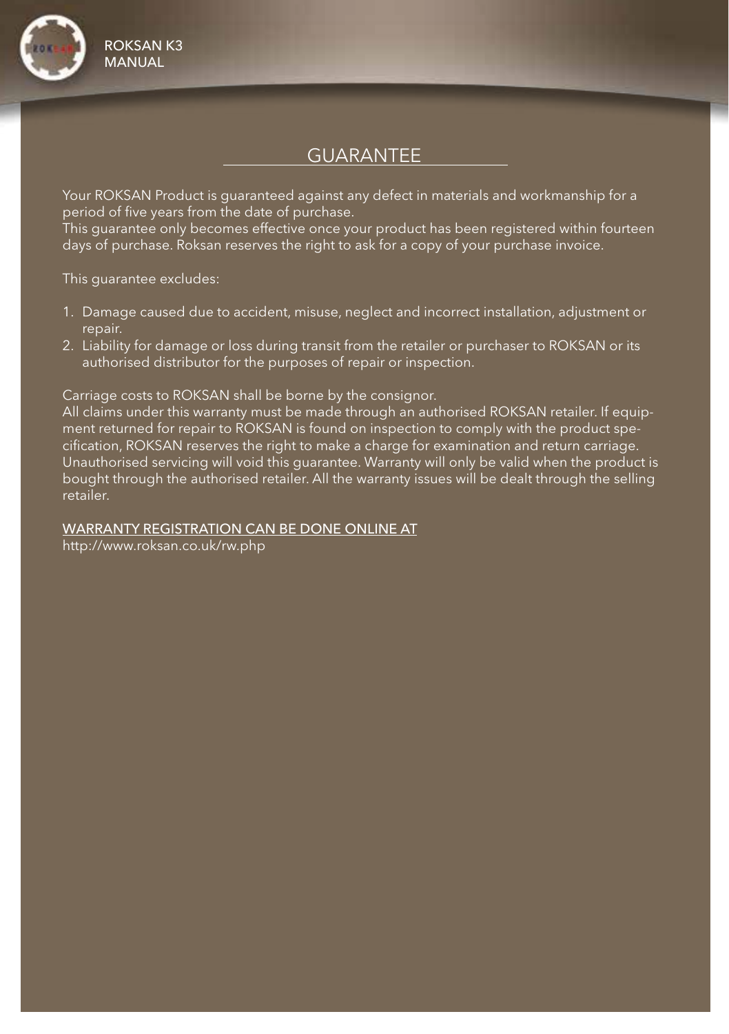# GUARANTEE

Your ROKSAN Product is guaranteed against any defect in materials and workmanship for a period of five years from the date of purchase.
This guarantee only becomes effective once your product has been registered within fourteen days of purchase. Roksan reserves the right to ask for a copy of your purchase invoice.

This guarantee excludes:

1. Damage caused due to accident, misuse, neglect and incorrect installation, adjustment or repair.
2. Liability for damage or loss during transit from the retailer or purchaser to ROKSAN or its authorised distributor for the purposes of repair or inspection.

Carriage costs to ROKSAN shall be borne by the consignor.
All claims under this warranty must be made through an authorised ROKSAN retailer. If equipment returned for repair to ROKSAN is found on inspection to comply with the product specification, ROKSAN reserves the right to make a charge for examination and return carriage.
Unauthorised servicing will void this guarantee. Warranty will only be valid when the product is bought through the authorised retailer. All the warranty issues will be dealt through the selling retailer.

WARRANTY REGISTRATION CAN BE DONE ONLINE AT
http://www.roksan.co.uk/rw.php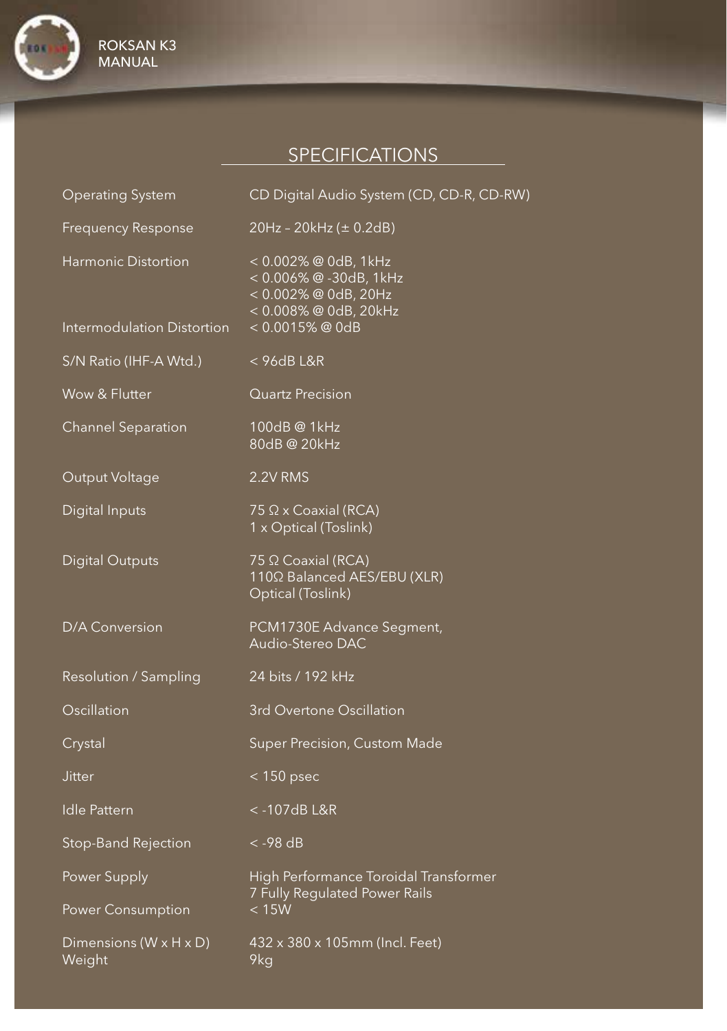## SPECIFICATIONS

| | |
|---|---|
| Operating System | CD Digital Audio System (CD, CD-R, CD-RW) |
| Frequency Response | 20Hz – 20kHz (± 0.2dB) |
| Harmonic Distortion | < 0.002% @ 0dB, 1kHz<br>< 0.006% @ -30dB, 1kHz<br>< 0.002% @ 0dB, 20Hz<br>< 0.008% @ 0dB, 20kHz |
| Intermodulation Distortion | < 0.0015% @ 0dB |
| S/N Ratio (IHF-A Wtd.) | < 96dB L&R |
| Wow & Flutter | Quartz Precision |
| Channel Separation | 100dB @ 1kHz<br>80dB @ 20kHz |
| Output Voltage | 2.2V RMS |
| Digital Inputs | 75 Ω x Coaxial (RCA)<br>1 x Optical (Toslink) |
| Digital Outputs | 75 Ω Coaxial (RCA)<br>110Ω Balanced AES/EBU (XLR)<br>Optical (Toslink) |
| D/A Conversion | PCM1730E Advance Segment, Audio-Stereo DAC |
| Resolution / Sampling | 24 bits / 192 kHz |
| Oscillation | 3rd Overtone Oscillation |
| Crystal | Super Precision, Custom Made |
| Jitter | < 150 psec |
| Idle Pattern | < -107dB L&R |
| Stop-Band Rejection | < -98 dB |
| Power Supply | High Performance Toroidal Transformer<br>7 Fully Regulated Power Rails |
| Power Consumption | < 15W |
| Dimensions (W x H x D) | 432 x 380 x 105mm (Incl. Feet) |
| Weight | 9kg |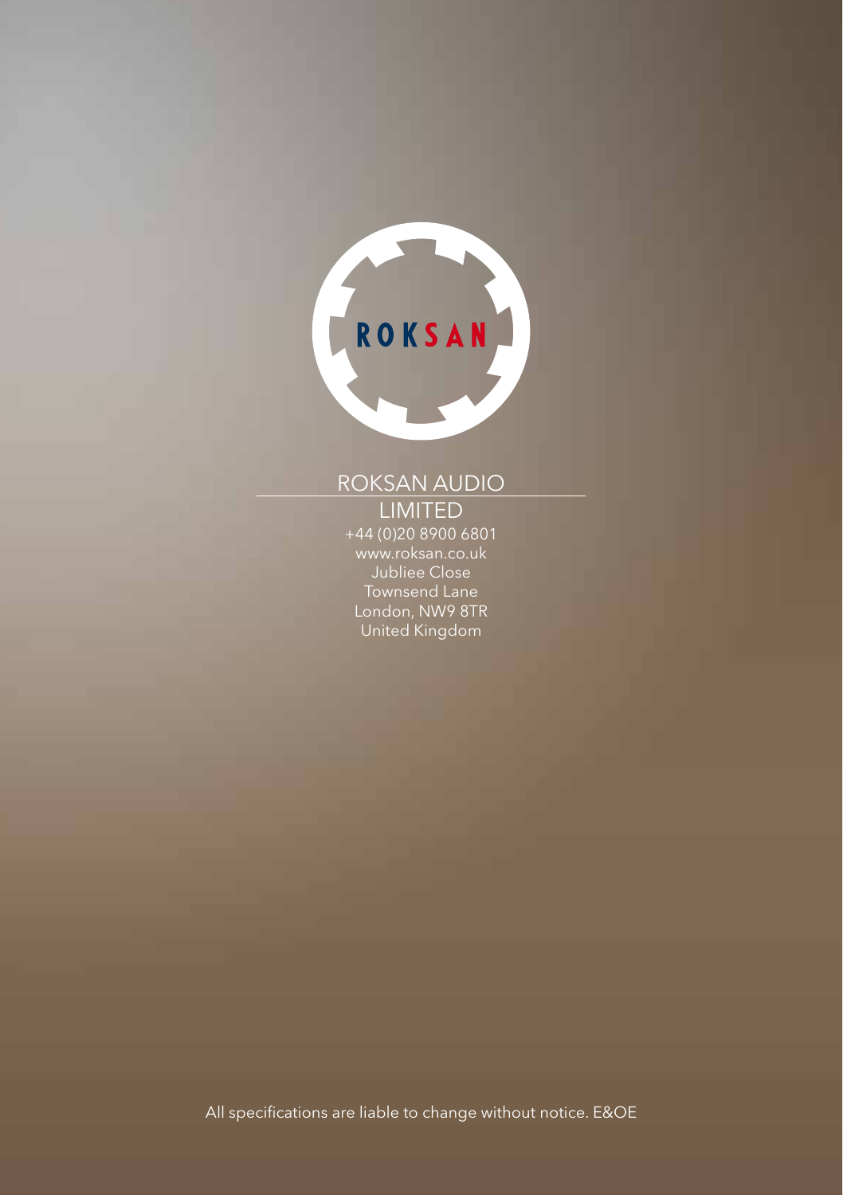ROKSAN

## ROKSAN AUDIO LIMITED

+44 (0)20 8900 6801
www.roksan.co.uk
Jubliee Close
Townsend Lane
London, NW9 8TR
United Kingdom

All specifications are liable to change without notice. E&OE